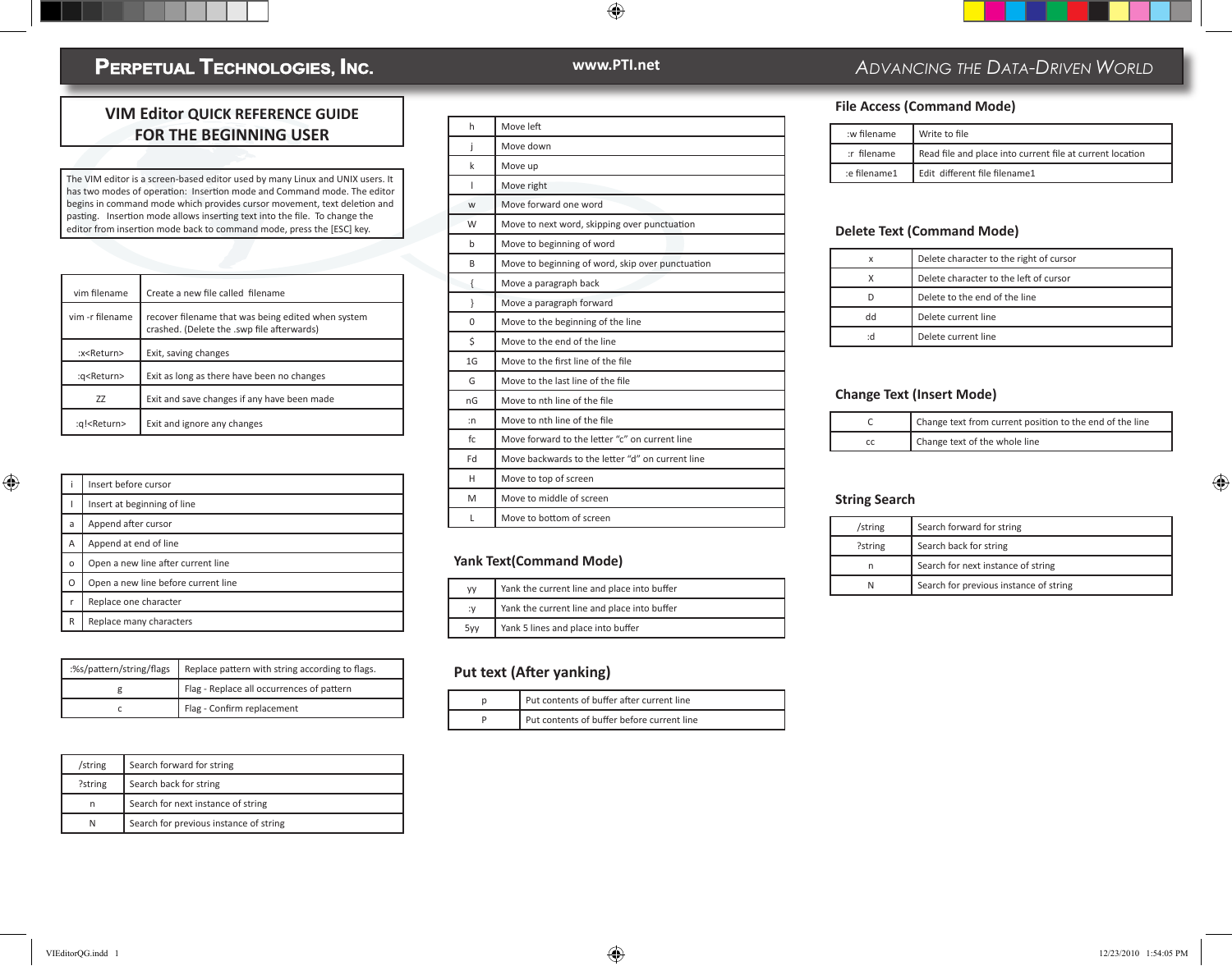# Perpetual Technologies, Inc.

www.PTI.net

*Advancing the Data-Driven World*

## VIM Editor QUICK REFERENCE GUIDE FOR THE BEGINNING USER

The VIM editor is a screen-based editor used by many Linux and UNIX users. It has two modes of operation: Insertion mode and Command mode. The editor begins in command mode which provides cursor movement, text deletion and pasting. Insertion mode allows inserting text into the file. To change the editor from insertion mode back to command mode, press the [ESC] key.

| | |
|---|---|
| vim filename | Create a new file called filename |
| vim -r filename | recover filename that was being edited when system crashed. (Delete the .swp file afterwards) |
| :x<Return> | Exit, saving changes |
| :q<Return> | Exit as long as there have been no changes |
| ZZ | Exit and save changes if any have been made |
| :q!<Return> | Exit and ignore any changes |

| | |
|---|---|
| i | Insert before cursor |
| I | Insert at beginning of line |
| a | Append after cursor |
| A | Append at end of line |
| o | Open a new line after current line |
| O | Open a new line before current line |
| r | Replace one character |
| R | Replace many characters |

| | |
|---|---|
| :%s/pattern/string/flags | Replace pattern with string according to flags. |
| g | Flag - Replace all occurrences of pattern |
| c | Flag - Confirm replacement |

| | |
|---|---|
| /string | Search forward for string |
| ?string | Search back for string |
| n | Search for next instance of string |
| N | Search for previous instance of string |

| | |
|---|---|
| h | Move left |
| j | Move down |
| k | Move up |
| l | Move right |
| w | Move forward one word |
| W | Move to next word, skipping over punctuation |
| b | Move to beginning of word |
| B | Move to beginning of word, skip over punctuation |
| { | Move a paragraph back |
| } | Move a paragraph forward |
| 0 | Move to the beginning of the line |
| $ | Move to the end of the line |
| 1G | Move to the first line of the file |
| G | Move to the last line of the file |
| nG | Move to nth line of the file |
| :n | Move to nth line of the file |
| fc | Move forward to the letter "c" on current line |
| Fd | Move backwards to the letter "d" on current line |
| H | Move to top of screen |
| M | Move to middle of screen |
| L | Move to bottom of screen |

## Yank Text(Command Mode)

| | |
|---|---|
| yy | Yank the current line and place into buffer |
| :y | Yank the current line and place into buffer |
| 5yy | Yank 5 lines and place into buffer |

## Put text (After yanking)

| | |
|---|---|
| p | Put contents of buffer after current line |
| P | Put contents of buffer before current line |

## File Access (Command Mode)

| | |
|---|---|
| :w filename | Write to file |
| :r filename | Read file and place into current file at current location |
| :e filename1 | Edit different file filename1 |

## Delete Text (Command Mode)

| | |
|---|---|
| x | Delete character to the right of cursor |
| X | Delete character to the left of cursor |
| D | Delete to the end of the line |
| dd | Delete current line |
| :d | Delete current line |

## Change Text (Insert Mode)

| | |
|---|---|
| C | Change text from current position to the end of the line |
| cc | Change text of the whole line |

## String Search

| | |
|---|---|
| /string | Search forward for string |
| ?string | Search back for string |
| n | Search for next instance of string |
| N | Search for previous instance of string |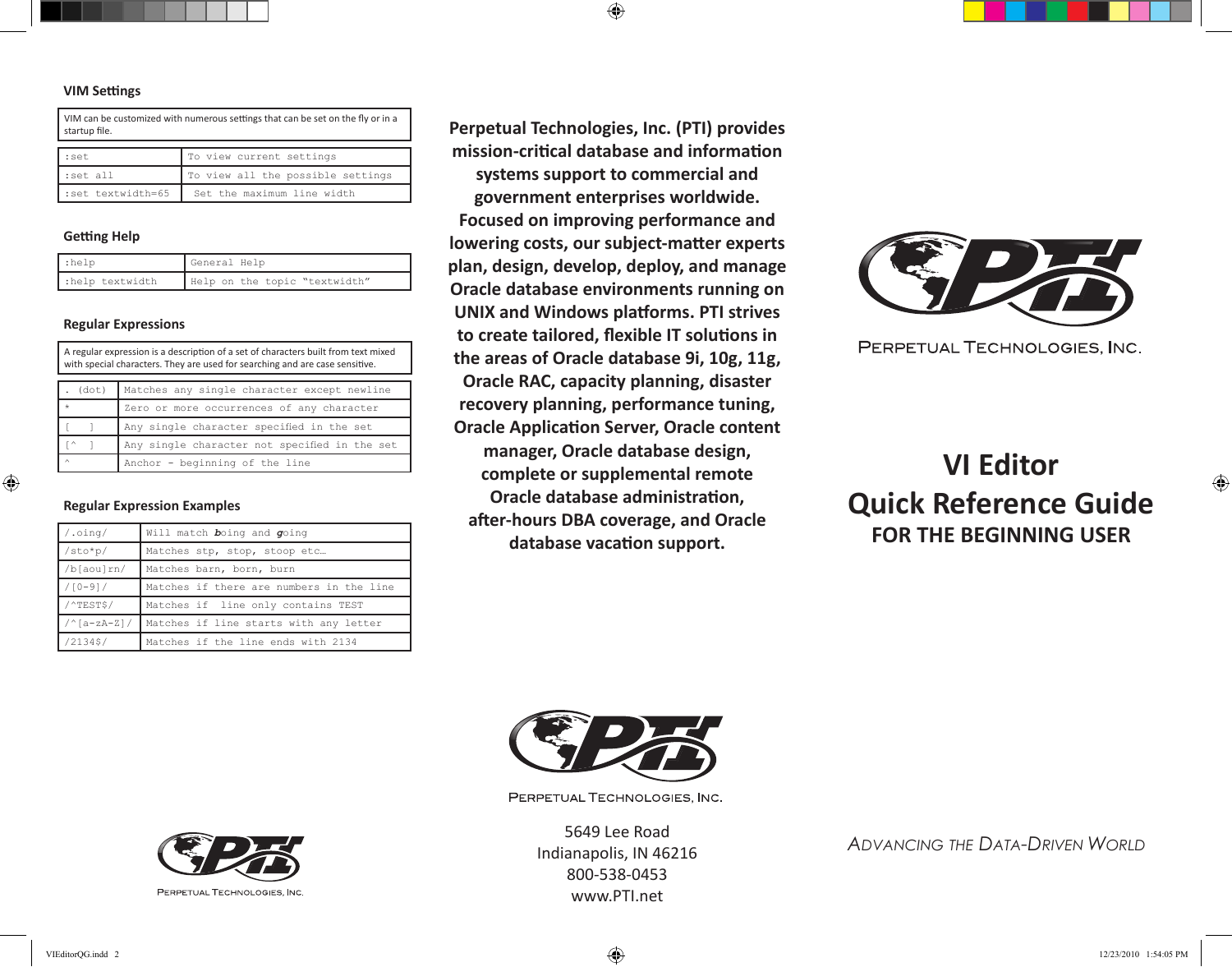### VIM Settings

VIM can be customized with numerous settings that can be set on the fly or in a startup file.

| | |
|---|---|
| :set | To view current settings |
| :set all | To view all the possible settings |
| :set textwidth=65 | Set the maximum line width |

### Getting Help

| | |
|---|---|
| :help | General Help |
| :help textwidth | Help on the topic "textwidth" |

### Regular Expressions

A regular expression is a description of a set of characters built from text mixed with special characters. They are used for searching and are case sensitive.

| | |
|---|---|
| . (dot) | Matches any single character except newline |
| * | Zero or more occurrences of any character |
| [ ] | Any single character specified in the set |
| [^ ] | Any single character not specified in the set |
| ^ | Anchor - beginning of the line |

### Regular Expression Examples

| | |
|---|---|
| /.oing/ | Will match ***b***oing and ***g***oing |
| /sto*p/ | Matches stp, stop, stoop etc… |
| /b[aou]rn/ | Matches barn, born, burn |
| /[0-9]/ | Matches if there are numbers in the line |
| /^TEST$/ | Matches if line only contains TEST |
| /^[a-zA-Z]/ | Matches if line starts with any letter |
| /2134$/ | Matches if the line ends with 2134 |

**Perpetual Technologies, Inc. (PTI) provides mission-critical database and information systems support to commercial and government enterprises worldwide. Focused on improving performance and lowering costs, our subject-matter experts plan, design, develop, deploy, and manage Oracle database environments running on UNIX and Windows platforms. PTI strives to create tailored, flexible IT solutions in the areas of Oracle database 9i, 10g, 11g, Oracle RAC, capacity planning, disaster recovery planning, performance tuning, Oracle Application Server, Oracle content manager, Oracle database design, complete or supplemental remote Oracle database administration, after-hours DBA coverage, and Oracle database vacation support.**

PERPETUAL TECHNOLOGIES, INC.

5649 Lee Road
Indianapolis, IN 46216
800-538-0453
www.PTI.net

PERPETUAL TECHNOLOGIES, INC.

PERPETUAL TECHNOLOGIES, INC.

# VI Editor Quick Reference Guide

## FOR THE BEGINNING USER

*ADVANCING THE DATA-DRIVEN WORLD*